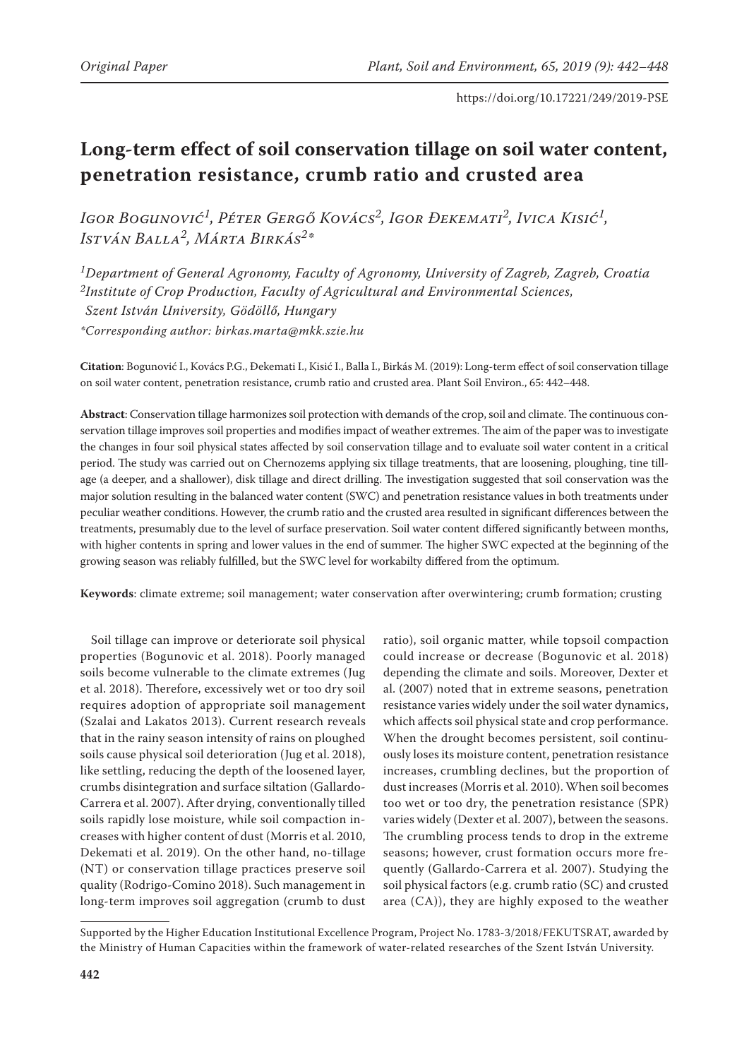# Long-term effect of soil conservation tillage on soil water content, penetration resistance, crumb ratio and crusted area

*Igor Bogunović[1], Péter Gergő Kovács[2], Igor Đekemati[2], Ivica Kisić[1], István Balla[2], Márta Birkás[2]\**

[1]*Department of General Agronomy, Faculty of Agronomy, University of Zagreb, Zagreb, Croatia*
[2]*Institute of Crop Production, Faculty of Agricultural and Environmental Sciences, Szent István University, Gödöllő, Hungary*
\**Corresponding author: birkas.marta@mkk.szie.hu*

**Citation**: Bogunović I., Kovács P.G., Đekemati I., Kisić I., Balla I., Birkás M. (2019): Long-term effect of soil conservation tillage on soil water content, penetration resistance, crumb ratio and crusted area. Plant Soil Environ., 65: 442–448.

**Abstract**: Conservation tillage harmonizes soil protection with demands of the crop, soil and climate. The continuous conservation tillage improves soil properties and modifies impact of weather extremes. The aim of the paper was to investigate the changes in four soil physical states affected by soil conservation tillage and to evaluate soil water content in a critical period. The study was carried out on Chernozems applying six tillage treatments, that are loosening, ploughing, tine tillage (a deeper, and a shallower), disk tillage and direct drilling. The investigation suggested that soil conservation was the major solution resulting in the balanced water content (SWC) and penetration resistance values in both treatments under peculiar weather conditions. However, the crumb ratio and the crusted area resulted in significant differences between the treatments, presumably due to the level of surface preservation. Soil water content differed significantly between months, with higher contents in spring and lower values in the end of summer. The higher SWC expected at the beginning of the growing season was reliably fulfilled, but the SWC level for workabilty differed from the optimum.

**Keywords**: climate extreme; soil management; water conservation after overwintering; crumb formation; crusting

Soil tillage can improve or deteriorate soil physical properties (Bogunovic et al. 2018). Poorly managed soils become vulnerable to the climate extremes (Jug et al. 2018). Therefore, excessively wet or too dry soil requires adoption of appropriate soil management (Szalai and Lakatos 2013). Current research reveals that in the rainy season intensity of rains on ploughed soils cause physical soil deterioration (Jug et al. 2018), like settling, reducing the depth of the loosened layer, crumbs disintegration and surface siltation (Gallardo-Carrera et al. 2007). After drying, conventionally tilled soils rapidly lose moisture, while soil compaction increases with higher content of dust (Morris et al. 2010, Dekemati et al. 2019). On the other hand, no-tillage (NT) or conservation tillage practices preserve soil quality (Rodrigo-Comino 2018). Such management in long-term improves soil aggregation (crumb to dust ratio), soil organic matter, while topsoil compaction could increase or decrease (Bogunovic et al. 2018) depending the climate and soils. Moreover, Dexter et al. (2007) noted that in extreme seasons, penetration resistance varies widely under the soil water dynamics, which affects soil physical state and crop performance. When the drought becomes persistent, soil continuously loses its moisture content, penetration resistance increases, crumbling declines, but the proportion of dust increases (Morris et al. 2010). When soil becomes too wet or too dry, the penetration resistance (SPR) varies widely (Dexter et al. 2007), between the seasons. The crumbling process tends to drop in the extreme seasons; however, crust formation occurs more frequently (Gallardo-Carrera et al. 2007). Studying the soil physical factors (e.g. crumb ratio (SC) and crusted area (CA)), they are highly exposed to the weather

Supported by the Higher Education Institutional Excellence Program, Project No. 1783-3/2018/FEKUTSRAT, awarded by the Ministry of Human Capacities within the framework of water-related researches of the Szent István University.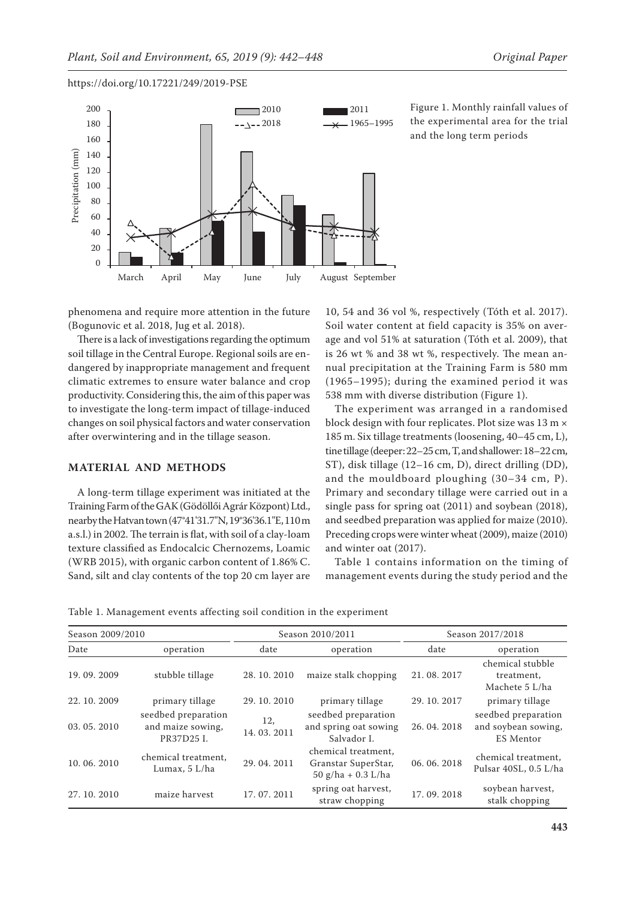Figure 1. Monthly rainfall values of the experimental area for the trial and the long term periods

phenomena and require more attention in the future (Bogunovic et al. 2018, Jug et al. 2018).

There is a lack of investigations regarding the optimum soil tillage in the Central Europe. Regional soils are endangered by inappropriate management and frequent climatic extremes to ensure water balance and crop productivity. Considering this, the aim of this paper was to investigate the long-term impact of tillage-induced changes on soil physical factors and water conservation after overwintering and in the tillage season.

## MATERIAL AND METHODS

A long-term tillage experiment was initiated at the Training Farm of the GAK (Gödöllői Agrár Központ) Ltd., nearby the Hatvan town (47°41'31.7"N, 19°36'36.1"E, 110 m a.s.l.) in 2002. The terrain is flat, with soil of a clay-loam texture classified as Endocalcic Chernozems, Loamic (WRB 2015), with organic carbon content of 1.86% C. Sand, silt and clay contents of the top 20 cm layer are 10, 54 and 36 vol %, respectively (Tóth et al. 2017). Soil water content at field capacity is 35% on average and vol 51% at saturation (Tóth et al. 2009), that is 26 wt % and 38 wt %, respectively. The mean annual precipitation at the Training Farm is 580 mm (1965–1995); during the examined period it was 538 mm with diverse distribution (Figure 1).

The experiment was arranged in a randomised block design with four replicates. Plot size was 13 m × 185 m. Six tillage treatments (loosening, 40–45 cm, L), tine tillage (deeper: 22–25 cm, T, and shallower: 18–22 cm, ST), disk tillage (12–16 cm, D), direct drilling (DD), and the mouldboard ploughing (30–34 cm, P). Primary and secondary tillage were carried out in a single pass for spring oat (2011) and soybean (2018), and seedbed preparation was applied for maize (2010). Preceding crops were winter wheat (2009), maize (2010) and winter oat (2017).

Table 1 contains information on the timing of management events during the study period and the

Table 1. Management events affecting soil condition in the experiment

| Season 2009/2010 | | Season 2010/2011 | | Season 2017/2018 | |
|---|---|---|---|---|---|
| Date | operation | date | operation | date | operation |
| 19. 09. 2009 | stubble tillage | 28. 10. 2010 | maize stalk chopping | 21. 08. 2017 | chemical stubble treatment, Machete 5 L/ha |
| 22. 10. 2009 | primary tillage | 29. 10. 2010 | primary tillage | 29. 10. 2017 | primary tillage |
| 03. 05. 2010 | seedbed preparation and maize sowing, PR37D25 I. | 12, 14. 03. 2011 | seedbed preparation and spring oat sowing Salvador I. | 26. 04. 2018 | seedbed preparation and soybean sowing, ES Mentor |
| 10. 06. 2010 | chemical treatment, Lumax, 5 L/ha | 29. 04. 2011 | chemical treatment, Granstar SuperStar, 50 g/ha + 0.3 L/ha | 06. 06. 2018 | chemical treatment, Pulsar 40SL, 0.5 L/ha |
| 27. 10. 2010 | maize harvest | 17. 07. 2011 | spring oat harvest, straw chopping | 17. 09. 2018 | soybean harvest, stalk chopping |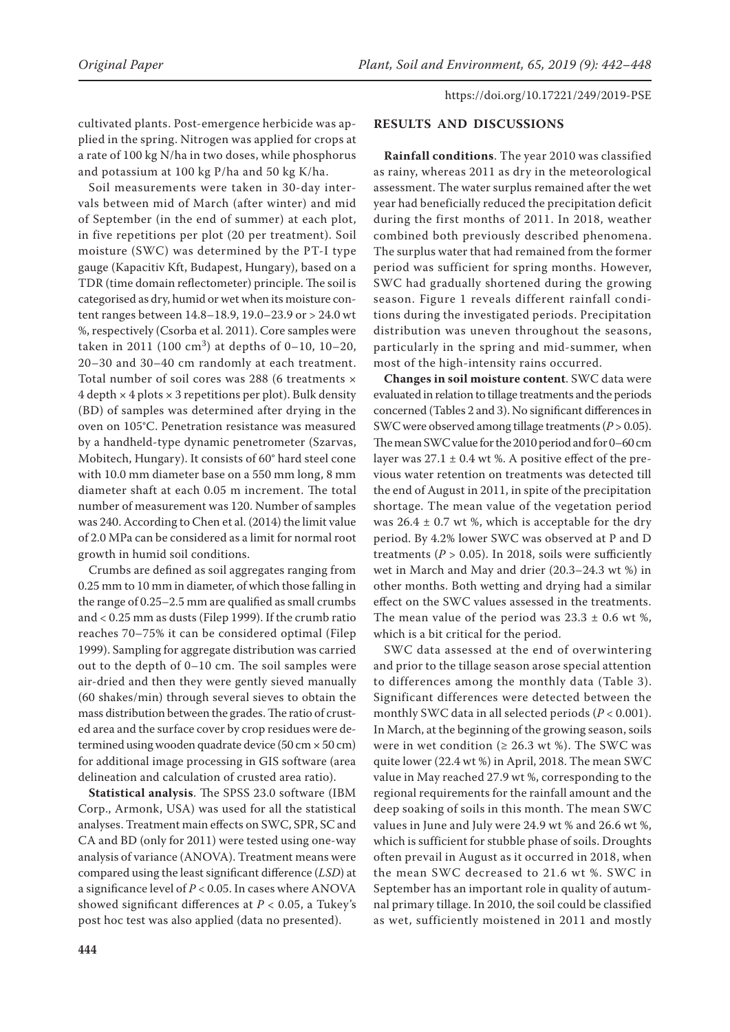cultivated plants. Post-emergence herbicide was applied in the spring. Nitrogen was applied for crops at a rate of 100 kg N/ha in two doses, while phosphorus and potassium at 100 kg P/ha and 50 kg K/ha.

Soil measurements were taken in 30-day intervals between mid of March (after winter) and mid of September (in the end of summer) at each plot, in five repetitions per plot (20 per treatment). Soil moisture (SWC) was determined by the PT-I type gauge (Kapacitiv Kft, Budapest, Hungary), based on a TDR (time domain reflectometer) principle. The soil is categorised as dry, humid or wet when its moisture content ranges between 14.8–18.9, 19.0–23.9 or > 24.0 wt %, respectively (Csorba et al. 2011). Core samples were taken in 2011 (100 $cm^3$) at depths of 0–10, 10–20, 20–30 and 30–40 cm randomly at each treatment. Total number of soil cores was 288 (6 treatments × 4 depth × 4 plots × 3 repetitions per plot). Bulk density (BD) of samples was determined after drying in the oven on 105°C. Penetration resistance was measured by a handheld-type dynamic penetrometer (Szarvas, Mobitech, Hungary). It consists of 60° hard steel cone with 10.0 mm diameter base on a 550 mm long, 8 mm diameter shaft at each 0.05 m increment. The total number of measurement was 120. Number of samples was 240. According to Chen et al. (2014) the limit value of 2.0 MPa can be considered as a limit for normal root growth in humid soil conditions.

Crumbs are defined as soil aggregates ranging from 0.25 mm to 10 mm in diameter, of which those falling in the range of 0.25–2.5 mm are qualified as small crumbs and < 0.25 mm as dusts (Filep 1999). If the crumb ratio reaches 70–75% it can be considered optimal (Filep 1999). Sampling for aggregate distribution was carried out to the depth of 0–10 cm. The soil samples were air-dried and then they were gently sieved manually (60 shakes/min) through several sieves to obtain the mass distribution between the grades. The ratio of crusted area and the surface cover by crop residues were determined using wooden quadrate device (50 cm × 50 cm) for additional image processing in GIS software (area delineation and calculation of crusted area ratio).

**Statistical analysis**. The SPSS 23.0 software (IBM Corp., Armonk, USA) was used for all the statistical analyses. Treatment main effects on SWC, SPR, SC and CA and BD (only for 2011) were tested using one-way analysis of variance (ANOVA). Treatment means were compared using the least significant difference (*LSD*) at a significance level of $P < 0.05$. In cases where ANOVA showed significant differences at $P < 0.05$, a Tukey's post hoc test was also applied (data no presented).

## RESULTS AND DISCUSSIONS

**Rainfall conditions**. The year 2010 was classified as rainy, whereas 2011 as dry in the meteorological assessment. The water surplus remained after the wet year had beneficially reduced the precipitation deficit during the first months of 2011. In 2018, weather combined both previously described phenomena. The surplus water that had remained from the former period was sufficient for spring months. However, SWC had gradually shortened during the growing season. Figure 1 reveals different rainfall conditions during the investigated periods. Precipitation distribution was uneven throughout the seasons, particularly in the spring and mid-summer, when most of the high-intensity rains occurred.

**Changes in soil moisture content**. SWC data were evaluated in relation to tillage treatments and the periods concerned (Tables 2 and 3). No significant differences in SWC were observed among tillage treatments ($P > 0.05$). The mean SWC value for the 2010 period and for 0–60 cm layer was 27.1 ± 0.4 wt %. A positive effect of the previous water retention on treatments was detected till the end of August in 2011, in spite of the precipitation shortage. The mean value of the vegetation period was 26.4 ± 0.7 wt %, which is acceptable for the dry period. By 4.2% lower SWC was observed at P and D treatments ($P > 0.05$). In 2018, soils were sufficiently wet in March and May and drier (20.3–24.3 wt %) in other months. Both wetting and drying had a similar effect on the SWC values assessed in the treatments. The mean value of the period was 23.3 ± 0.6 wt %, which is a bit critical for the period.

SWC data assessed at the end of overwintering and prior to the tillage season arose special attention to differences among the monthly data (Table 3). Significant differences were detected between the monthly SWC data in all selected periods ($P < 0.001$). In March, at the beginning of the growing season, soils were in wet condition (≥ 26.3 wt %). The SWC was quite lower (22.4 wt %) in April, 2018. The mean SWC value in May reached 27.9 wt %, corresponding to the regional requirements for the rainfall amount and the deep soaking of soils in this month. The mean SWC values in June and July were 24.9 wt % and 26.6 wt %, which is sufficient for stubble phase of soils. Droughts often prevail in August as it occurred in 2018, when the mean SWC decreased to 21.6 wt %. SWC in September has an important role in quality of autumnal primary tillage. In 2010, the soil could be classified as wet, sufficiently moistened in 2011 and mostly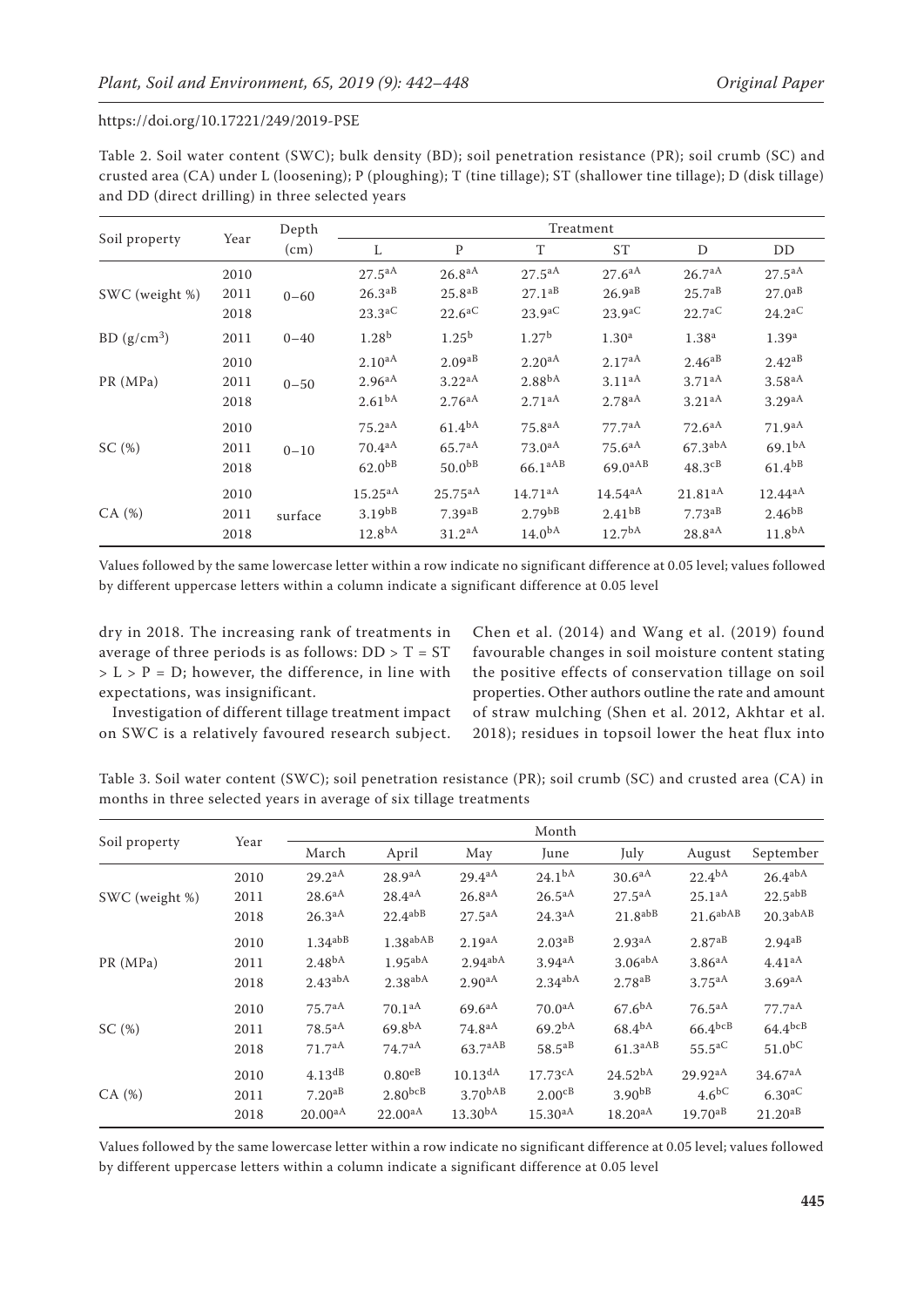Table 2. Soil water content (SWC); bulk density (BD); soil penetration resistance (PR); soil crumb (SC) and crusted area (CA) under L (loosening); P (ploughing); T (tine tillage); ST (shallower tine tillage); D (disk tillage) and DD (direct drilling) in three selected years

| Soil property | Year | Depth (cm) | Treatment | | | | | |
|---|---|---|---|---|---|---|---|---|
| | | | L | P | T | ST | D | DD |
| SWC (weight %) | 2010 | 0–60 | $27.5^{aA}$ | $26.8^{aA}$ | $27.5^{aA}$ | $27.6^{aA}$ | $26.7^{aA}$ | $27.5^{aA}$ |
| | 2011 | | $26.3^{aB}$ | $25.8^{aB}$ | $27.1^{aB}$ | $26.9^{aB}$ | $25.7^{aB}$ | $27.0^{aB}$ |
| | 2018 | | $23.3^{aC}$ | $22.6^{aC}$ | $23.9^{aC}$ | $23.9^{aC}$ | $22.7^{aC}$ | $24.2^{aC}$ |
| BD ($g/cm^3$) | 2011 | 0–40 | $1.28^{b}$ | $1.25^{b}$ | $1.27^{b}$ | $1.30^{a}$ | $1.38^{a}$ | $1.39^{a}$ |
| PR (MPa) | 2010 | 0–50 | $2.10^{aA}$ | $2.09^{aB}$ | $2.20^{aA}$ | $2.17^{aA}$ | $2.46^{aB}$ | $2.42^{aB}$ |
| | 2011 | | $2.96^{aA}$ | $3.22^{aA}$ | $2.88^{bA}$ | $3.11^{aA}$ | $3.71^{aA}$ | $3.58^{aA}$ |
| | 2018 | | $2.61^{bA}$ | $2.76^{aA}$ | $2.71^{aA}$ | $2.78^{aA}$ | $3.21^{aA}$ | $3.29^{aA}$ |
| SC (%) | 2010 | 0–10 | $75.2^{aA}$ | $61.4^{bA}$ | $75.8^{aA}$ | $77.7^{aA}$ | $72.6^{aA}$ | $71.9^{aA}$ |
| | 2011 | | $70.4^{aA}$ | $65.7^{aA}$ | $73.0^{aA}$ | $75.6^{aA}$ | $67.3^{abA}$ | $69.1^{bA}$ |
| | 2018 | | $62.0^{bB}$ | $50.0^{bB}$ | $66.1^{aAB}$ | $69.0^{aAB}$ | $48.3^{cB}$ | $61.4^{bB}$ |
| CA (%) | 2010 | surface | $15.25^{aA}$ | $25.75^{aA}$ | $14.71^{aA}$ | $14.54^{aA}$ | $21.81^{aA}$ | $12.44^{aA}$ |
| | 2011 | | $3.19^{bB}$ | $7.39^{aB}$ | $2.79^{bB}$ | $2.41^{bB}$ | $7.73^{aB}$ | $2.46^{bB}$ |
| | 2018 | | $12.8^{bA}$ | $31.2^{aA}$ | $14.0^{bA}$ | $12.7^{bA}$ | $28.8^{aA}$ | $11.8^{bA}$ |

Values followed by the same lowercase letter within a row indicate no significant difference at 0.05 level; values followed by different uppercase letters within a column indicate a significant difference at 0.05 level

dry in 2018. The increasing rank of treatments in average of three periods is as follows: DD > T = ST > L > P = D; however, the difference, in line with expectations, was insignificant.

Investigation of different tillage treatment impact on SWC is a relatively favoured research subject. Chen et al. (2014) and Wang et al. (2019) found favourable changes in soil moisture content stating the positive effects of conservation tillage on soil properties. Other authors outline the rate and amount of straw mulching (Shen et al. 2012, Akhtar et al. 2018); residues in topsoil lower the heat flux into

Table 3. Soil water content (SWC); soil penetration resistance (PR); soil crumb (SC) and crusted area (CA) in months in three selected years in average of six tillage treatments

| Soil property | Year | Month | | | | | | |
|---|---|---|---|---|---|---|---|---|
| | | March | April | May | June | July | August | September |
| SWC (weight %) | 2010 | $29.2^{aA}$ | $28.9^{aA}$ | $29.4^{aA}$ | $24.1^{bA}$ | $30.6^{aA}$ | $22.4^{bA}$ | $26.4^{abA}$ |
| | 2011 | $28.6^{aA}$ | $28.4^{aA}$ | $26.8^{aA}$ | $26.5^{aA}$ | $27.5^{aA}$ | $25.1^{aA}$ | $22.5^{abB}$ |
| | 2018 | $26.3^{aA}$ | $22.4^{abB}$ | $27.5^{aA}$ | $24.3^{aA}$ | $21.8^{abB}$ | $21.6^{abAB}$ | $20.3^{abAB}$ |
| PR (MPa) | 2010 | $1.34^{abB}$ | $1.38^{abAB}$ | $2.19^{aA}$ | $2.03^{aB}$ | $2.93^{aA}$ | $2.87^{aB}$ | $2.94^{aB}$ |
| | 2011 | $2.48^{bA}$ | $1.95^{abA}$ | $2.94^{abA}$ | $3.94^{aA}$ | $3.06^{abA}$ | $3.86^{aA}$ | $4.41^{aA}$ |
| | 2018 | $2.43^{abA}$ | $2.38^{abA}$ | $2.90^{aA}$ | $2.34^{abA}$ | $2.78^{aB}$ | $3.75^{aA}$ | $3.69^{aA}$ |
| SC (%) | 2010 | $75.7^{aA}$ | $70.1^{aA}$ | $69.6^{aA}$ | $70.0^{aA}$ | $67.6^{bA}$ | $76.5^{aA}$ | $77.7^{aA}$ |
| | 2011 | $78.5^{aA}$ | $69.8^{bA}$ | $74.8^{aA}$ | $69.2^{bA}$ | $68.4^{bA}$ | $66.4^{bcB}$ | $64.4^{bcB}$ |
| | 2018 | $71.7^{aA}$ | $74.7^{aA}$ | $63.7^{aAB}$ | $58.5^{aB}$ | $61.3^{aAB}$ | $55.5^{aC}$ | $51.0^{bC}$ |
| CA (%) | 2010 | $4.13^{dB}$ | $0.80^{eB}$ | $10.13^{dA}$ | $17.73^{cA}$ | $24.52^{bA}$ | $29.92^{aA}$ | $34.67^{aA}$ |
| | 2011 | $7.20^{aB}$ | $2.80^{bcB}$ | $3.70^{bAB}$ | $2.00^{cB}$ | $3.90^{bB}$ | $4.6^{bC}$ | $6.30^{aC}$ |
| | 2018 | $20.00^{aA}$ | $22.00^{aA}$ | $13.30^{bA}$ | $15.30^{aA}$ | $18.20^{aA}$ | $19.70^{aB}$ | $21.20^{aB}$ |

Values followed by the same lowercase letter within a row indicate no significant difference at 0.05 level; values followed by different uppercase letters within a column indicate a significant difference at 0.05 level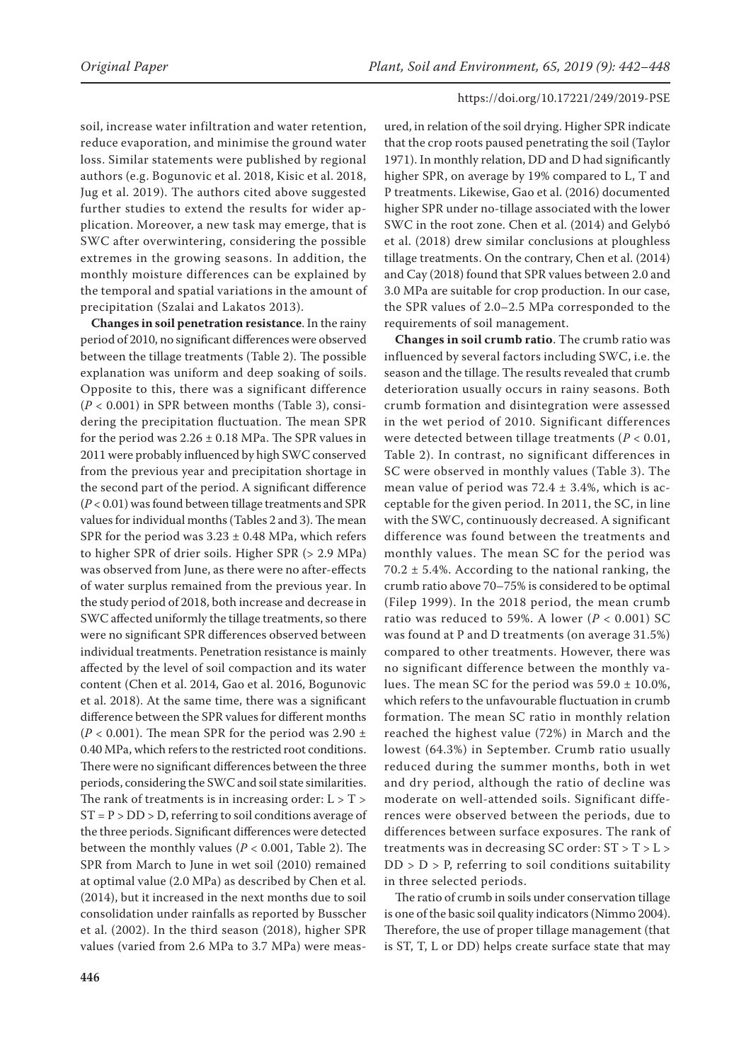soil, increase water infiltration and water retention, reduce evaporation, and minimise the ground water loss. Similar statements were published by regional authors (e.g. Bogunovic et al. 2018, Kisic et al. 2018, Jug et al. 2019). The authors cited above suggested further studies to extend the results for wider application. Moreover, a new task may emerge, that is SWC after overwintering, considering the possible extremes in the growing seasons. In addition, the monthly moisture differences can be explained by the temporal and spatial variations in the amount of precipitation (Szalai and Lakatos 2013).

**Changes in soil penetration resistance**. In the rainy period of 2010, no significant differences were observed between the tillage treatments (Table 2). The possible explanation was uniform and deep soaking of soils. Opposite to this, there was a significant difference ($P < 0.001$) in SPR between months (Table 3), considering the precipitation fluctuation. The mean SPR for the period was 2.26 ± 0.18 MPa. The SPR values in 2011 were probably influenced by high SWC conserved from the previous year and precipitation shortage in the second part of the period. A significant difference ($P < 0.01$) was found between tillage treatments and SPR values for individual months (Tables 2 and 3). The mean SPR for the period was 3.23 ± 0.48 MPa, which refers to higher SPR of drier soils. Higher SPR (> 2.9 MPa) was observed from June, as there were no after-effects of water surplus remained from the previous year. In the study period of 2018, both increase and decrease in SWC affected uniformly the tillage treatments, so there were no significant SPR differences observed between individual treatments. Penetration resistance is mainly affected by the level of soil compaction and its water content (Chen et al. 2014, Gao et al. 2016, Bogunovic et al. 2018). At the same time, there was a significant difference between the SPR values for different months ($P < 0.001$). The mean SPR for the period was 2.90 ± 0.40 MPa, which refers to the restricted root conditions. There were no significant differences between the three periods, considering the SWC and soil state similarities. The rank of treatments is in increasing order: L > T > ST = P > DD > D, referring to soil conditions average of the three periods. Significant differences were detected between the monthly values ($P < 0.001$, Table 2). The SPR from March to June in wet soil (2010) remained at optimal value (2.0 MPa) as described by Chen et al. (2014), but it increased in the next months due to soil consolidation under rainfalls as reported by Busscher et al. (2002). In the third season (2018), higher SPR values (varied from 2.6 MPa to 3.7 MPa) were measured, in relation of the soil drying. Higher SPR indicate that the crop roots paused penetrating the soil (Taylor 1971). In monthly relation, DD and D had significantly higher SPR, on average by 19% compared to L, T and P treatments. Likewise, Gao et al. (2016) documented higher SPR under no-tillage associated with the lower SWC in the root zone. Chen et al. (2014) and Gelybó et al. (2018) drew similar conclusions at ploughless tillage treatments. On the contrary, Chen et al. (2014) and Cay (2018) found that SPR values between 2.0 and 3.0 MPa are suitable for crop production. In our case, the SPR values of 2.0–2.5 MPa corresponded to the requirements of soil management.

**Changes in soil crumb ratio**. The crumb ratio was influenced by several factors including SWC, i.e. the season and the tillage. The results revealed that crumb deterioration usually occurs in rainy seasons. Both crumb formation and disintegration were assessed in the wet period of 2010. Significant differences were detected between tillage treatments ($P < 0.01$, Table 2). In contrast, no significant differences in SC were observed in monthly values (Table 3). The mean value of period was 72.4 ± 3.4%, which is acceptable for the given period. In 2011, the SC, in line with the SWC, continuously decreased. A significant difference was found between the treatments and monthly values. The mean SC for the period was 70.2 ± 5.4%. According to the national ranking, the crumb ratio above 70–75% is considered to be optimal (Filep 1999). In the 2018 period, the mean crumb ratio was reduced to 59%. A lower ($P < 0.001$) SC was found at P and D treatments (on average 31.5%) compared to other treatments. However, there was no significant difference between the monthly values. The mean SC for the period was 59.0 ± 10.0%, which refers to the unfavourable fluctuation in crumb formation. The mean SC ratio in monthly relation reached the highest value (72%) in March and the lowest (64.3%) in September. Crumb ratio usually reduced during the summer months, both in wet and dry period, although the ratio of decline was moderate on well-attended soils. Significant differences were observed between the periods, due to differences between surface exposures. The rank of treatments was in decreasing SC order: ST > T > L > DD > D > P, referring to soil conditions suitability in three selected periods.

The ratio of crumb in soils under conservation tillage is one of the basic soil quality indicators (Nimmo 2004). Therefore, the use of proper tillage management (that is ST, T, L or DD) helps create surface state that may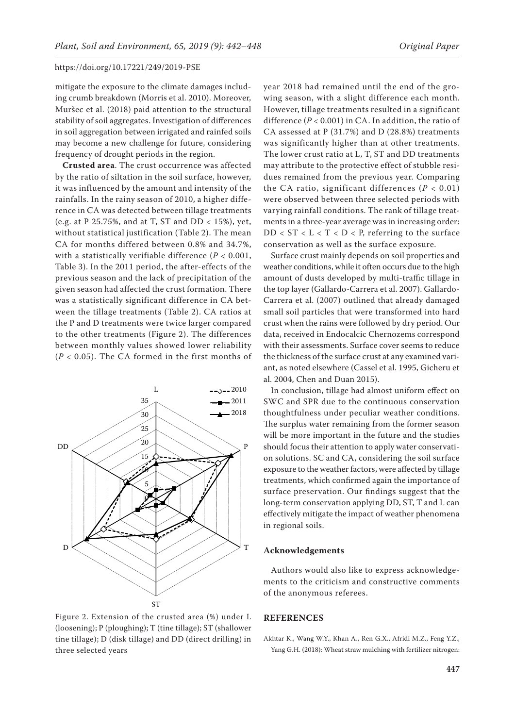mitigate the exposure to the climate damages including crumb breakdown (Morris et al. 2010). Moreover, Muršec et al. (2018) paid attention to the structural stability of soil aggregates. Investigation of differences in soil aggregation between irrigated and rainfed soils may become a new challenge for future, considering frequency of drought periods in the region.

**Crusted area**. The crust occurrence was affected by the ratio of siltation in the soil surface, however, it was influenced by the amount and intensity of the rainfalls. In the rainy season of 2010, a higher difference in CA was detected between tillage treatments (e.g. at P 25.75%, and at T, ST and DD < 15%), yet, without statistical justification (Table 2). The mean CA for months differed between 0.8% and 34.7%, with a statistically verifiable difference ($P < 0.001$, Table 3). In the 2011 period, the after-effects of the previous season and the lack of precipitation of the given season had affected the crust formation. There was a statistically significant difference in CA between the tillage treatments (Table 2). CA ratios at the P and D treatments were twice larger compared to the other treatments (Figure 2). The differences between monthly values showed lower reliability ($P < 0.05$). The CA formed in the first months of year 2018 had remained until the end of the growing season, with a slight difference each month. However, tillage treatments resulted in a significant difference ($P < 0.001$) in CA. In addition, the ratio of CA assessed at P (31.7%) and D (28.8%) treatments was significantly higher than at other treatments. The lower crust ratio at L, T, ST and DD treatments may attribute to the protective effect of stubble residues remained from the previous year. Comparing the CA ratio, significant differences ($P < 0.01$) were observed between three selected periods with varying rainfall conditions. The rank of tillage treatments in a three-year average was in increasing order: DD < ST < L < T < D < P, referring to the surface conservation as well as the surface exposure.

Figure 2. Extension of the crusted area (%) under L (loosening); P (ploughing); T (tine tillage); ST (shallower tine tillage); D (disk tillage) and DD (direct drilling) in three selected years

Surface crust mainly depends on soil properties and weather conditions, while it often occurs due to the high amount of dusts developed by multi-traffic tillage in the top layer (Gallardo-Carrera et al. 2007). Gallardo-Carrera et al. (2007) outlined that already damaged small soil particles that were transformed into hard crust when the rains were followed by dry period. Our data, received in Endocalcic Chernozems correspond with their assessments. Surface cover seems to reduce the thickness of the surface crust at any examined variant, as noted elsewhere (Cassel et al. 1995, Gicheru et al. 2004, Chen and Duan 2015).

In conclusion, tillage had almost uniform effect on SWC and SPR due to the continuous conservation thoughtfulness under peculiar weather conditions. The surplus water remaining from the former season will be more important in the future and the studies should focus their attention to apply water conservation solutions. SC and CA, considering the soil surface exposure to the weather factors, were affected by tillage treatments, which confirmed again the importance of surface preservation. Our findings suggest that the long-term conservation applying DD, ST, T and L can effectively mitigate the impact of weather phenomena in regional soils.

## Acknowledgements

Authors would also like to express acknowledgements to the criticism and constructive comments of the anonymous referees.

## REFERENCES

Akhtar K., Wang W.Y., Khan A., Ren G.X., Afridi M.Z., Feng Y.Z., Yang G.H. (2018): Wheat straw mulching with fertilizer nitrogen: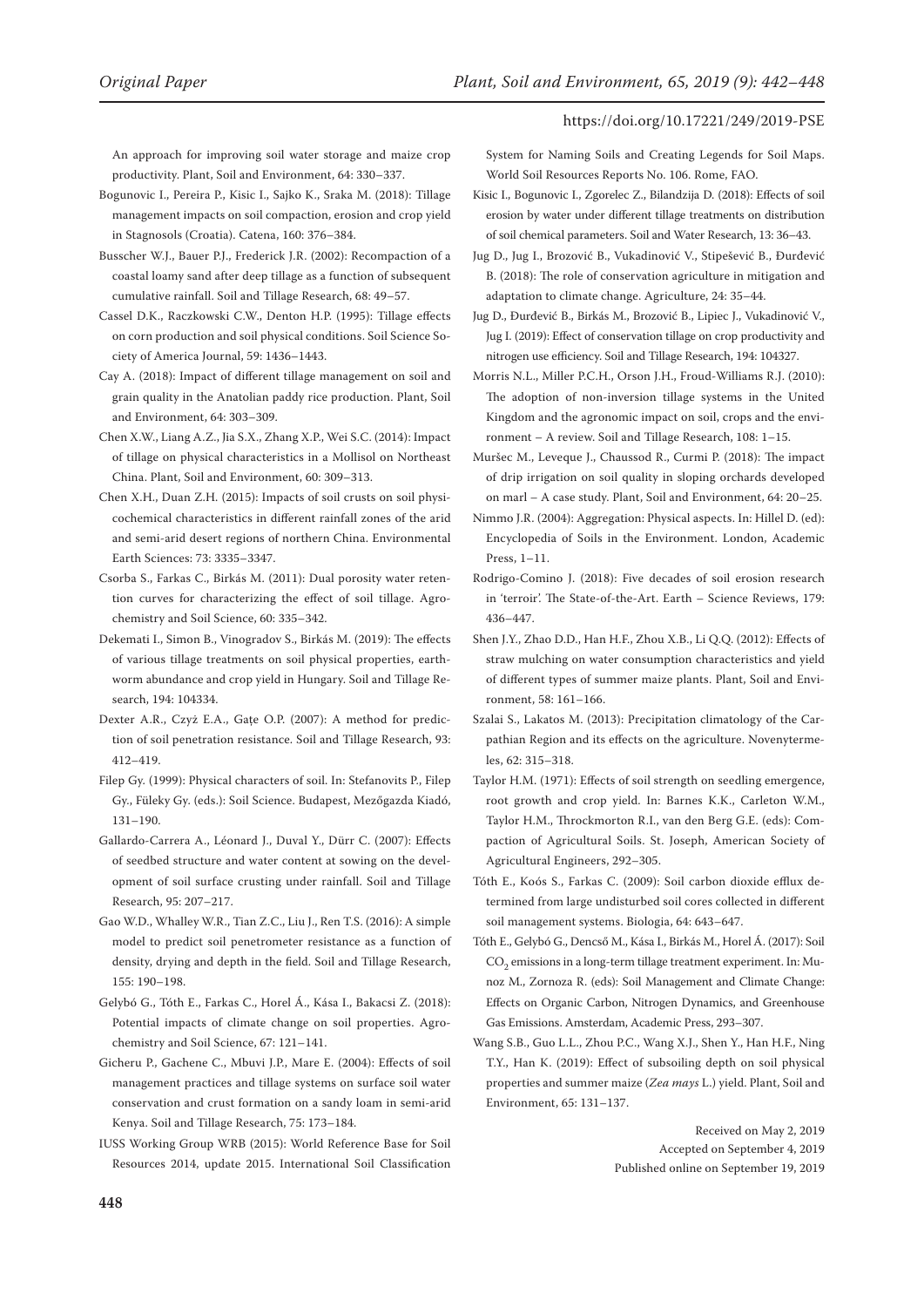An approach for improving soil water storage and maize crop productivity. Plant, Soil and Environment, 64: 330–337.

Bogunovic I., Pereira P., Kisic I., Sajko K., Sraka M. (2018): Tillage management impacts on soil compaction, erosion and crop yield in Stagnosols (Croatia). Catena, 160: 376–384.

Busscher W.J., Bauer P.J., Frederick J.R. (2002): Recompaction of a coastal loamy sand after deep tillage as a function of subsequent cumulative rainfall. Soil and Tillage Research, 68: 49–57.

Cassel D.K., Raczkowski C.W., Denton H.P. (1995): Tillage effects on corn production and soil physical conditions. Soil Science Society of America Journal, 59: 1436–1443.

Cay A. (2018): Impact of different tillage management on soil and grain quality in the Anatolian paddy rice production. Plant, Soil and Environment, 64: 303–309.

Chen X.W., Liang A.Z., Jia S.X., Zhang X.P., Wei S.C. (2014): Impact of tillage on physical characteristics in a Mollisol on Northeast China. Plant, Soil and Environment, 60: 309–313.

Chen X.H., Duan Z.H. (2015): Impacts of soil crusts on soil physicochemical characteristics in different rainfall zones of the arid and semi-arid desert regions of northern China. Environmental Earth Sciences: 73: 3335–3347.

Csorba S., Farkas C., Birkás M. (2011): Dual porosity water retention curves for characterizing the effect of soil tillage. Agrochemistry and Soil Science, 60: 335–342.

Dekemati I., Simon B., Vinogradov S., Birkás M. (2019): The effects of various tillage treatments on soil physical properties, earthworm abundance and crop yield in Hungary. Soil and Tillage Research, 194: 104334.

Dexter A.R., Czyż E.A., Gațe O.P. (2007): A method for prediction of soil penetration resistance. Soil and Tillage Research, 93: 412–419.

Filep Gy. (1999): Physical characters of soil. In: Stefanovits P., Filep Gy., Füleky Gy. (eds.): Soil Science. Budapest, Mezőgazda Kiadó, 131–190.

Gallardo-Carrera A., Léonard J., Duval Y., Dürr C. (2007): Effects of seedbed structure and water content at sowing on the development of soil surface crusting under rainfall. Soil and Tillage Research, 95: 207–217.

Gao W.D., Whalley W.R., Tian Z.C., Liu J., Ren T.S. (2016): A simple model to predict soil penetrometer resistance as a function of density, drying and depth in the field. Soil and Tillage Research, 155: 190–198.

Gelybó G., Tóth E., Farkas C., Horel Á., Kása I., Bakacsi Z. (2018): Potential impacts of climate change on soil properties. Agrochemistry and Soil Science, 67: 121–141.

Gicheru P., Gachene C., Mbuvi J.P., Mare E. (2004): Effects of soil management practices and tillage systems on surface soil water conservation and crust formation on a sandy loam in semi-arid Kenya. Soil and Tillage Research, 75: 173–184.

IUSS Working Group WRB (2015): World Reference Base for Soil Resources 2014, update 2015. International Soil Classification System for Naming Soils and Creating Legends for Soil Maps. World Soil Resources Reports No. 106. Rome, FAO.

Kisic I., Bogunovic I., Zgorelec Z., Bilandzija D. (2018): Effects of soil erosion by water under different tillage treatments on distribution of soil chemical parameters. Soil and Water Research, 13: 36–43.

Jug D., Jug I., Brozović B., Vukadinović V., Stipešević B., Đurđević B. (2018): The role of conservation agriculture in mitigation and adaptation to climate change. Agriculture, 24: 35–44.

Jug D., Đurđević B., Birkás M., Brozović B., Lipiec J., Vukadinović V., Jug I. (2019): Effect of conservation tillage on crop productivity and nitrogen use efficiency. Soil and Tillage Research, 194: 104327.

Morris N.L., Miller P.C.H., Orson J.H., Froud-Williams R.J. (2010): The adoption of non-inversion tillage systems in the United Kingdom and the agronomic impact on soil, crops and the environment – A review. Soil and Tillage Research, 108: 1–15.

Muršec M., Leveque J., Chaussod R., Curmi P. (2018): The impact of drip irrigation on soil quality in sloping orchards developed on marl – A case study. Plant, Soil and Environment, 64: 20–25.

Nimmo J.R. (2004): Aggregation: Physical aspects. In: Hillel D. (ed): Encyclopedia of Soils in the Environment. London, Academic Press, 1–11.

Rodrigo-Comino J. (2018): Five decades of soil erosion research in 'terroir'. The State-of-the-Art. Earth – Science Reviews, 179: 436–447.

Shen J.Y., Zhao D.D., Han H.F., Zhou X.B., Li Q.Q. (2012): Effects of straw mulching on water consumption characteristics and yield of different types of summer maize plants. Plant, Soil and Environment, 58: 161–166.

Szalai S., Lakatos M. (2013): Precipitation climatology of the Carpathian Region and its effects on the agriculture. Novenytermeles, 62: 315–318.

Taylor H.M. (1971): Effects of soil strength on seedling emergence, root growth and crop yield. In: Barnes K.K., Carleton W.M., Taylor H.M., Throckmorton R.I., van den Berg G.E. (eds): Compaction of Agricultural Soils. St. Joseph, American Society of Agricultural Engineers, 292–305.

Tóth E., Koós S., Farkas C. (2009): Soil carbon dioxide efflux determined from large undisturbed soil cores collected in different soil management systems. Biologia, 64: 643–647.

Tóth E., Gelybó G., Dencső M., Kása I., Birkás M., Horel Á. (2017): Soil $CO_2$ emissions in a long-term tillage treatment experiment. In: Munoz M., Zornoza R. (eds): Soil Management and Climate Change: Effects on Organic Carbon, Nitrogen Dynamics, and Greenhouse Gas Emissions. Amsterdam, Academic Press, 293–307.

Wang S.B., Guo L.L., Zhou P.C., Wang X.J., Shen Y., Han H.F., Ning T.Y., Han K. (2019): Effect of subsoiling depth on soil physical properties and summer maize (*Zea mays* L.) yield. Plant, Soil and Environment, 65: 131–137.

Received on May 2, 2019
Accepted on September 4, 2019
Published online on September 19, 2019